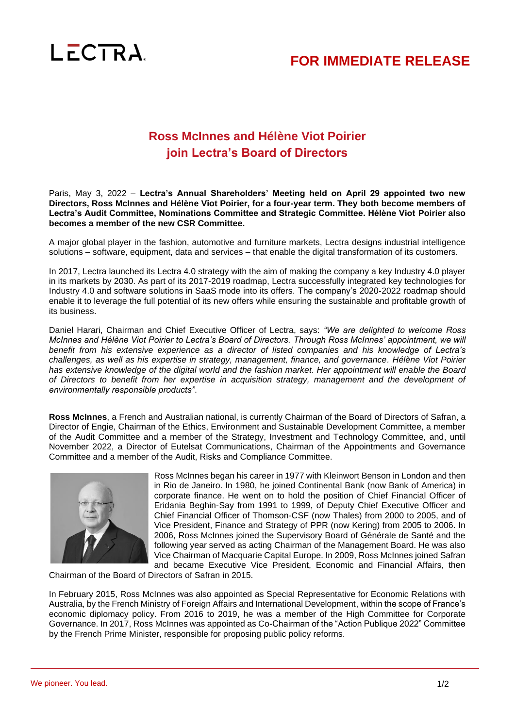FOR IMMEDIATE RELEASE

# Ross McInnes and Hélène Viot Poirier join Lectra's Board of Directors

Paris, May 3, 2022 – **Lectra's Annual Shareholders' Meeting held on April 29 appointed two new Directors, Ross McInnes and Hélène Viot Poirier, for a four-year term. They both become members of Lectra's Audit Committee, Nominations Committee and Strategic Committee. Hélène Viot Poirier also becomes a member of the new CSR Committee.**

A major global player in the fashion, automotive and furniture markets, Lectra designs industrial intelligence solutions – software, equipment, data and services – that enable the digital transformation of its customers.

In 2017, Lectra launched its Lectra 4.0 strategy with the aim of making the company a key Industry 4.0 player in its markets by 2030. As part of its 2017-2019 roadmap, Lectra successfully integrated key technologies for Industry 4.0 and software solutions in SaaS mode into its offers. The company's 2020-2022 roadmap should enable it to leverage the full potential of its new offers while ensuring the sustainable and profitable growth of its business.

Daniel Harari, Chairman and Chief Executive Officer of Lectra, says: *"We are delighted to welcome Ross McInnes and Hélène Viot Poirier to Lectra's Board of Directors. Through Ross McInnes' appointment, we will benefit from his extensive experience as a director of listed companies and his knowledge of Lectra's challenges, as well as his expertise in strategy, management, finance, and governance. Hélène Viot Poirier has extensive knowledge of the digital world and the fashion market. Her appointment will enable the Board of Directors to benefit from her expertise in acquisition strategy, management and the development of environmentally responsible products"*.

**Ross McInnes**, a French and Australian national, is currently Chairman of the Board of Directors of Safran, a Director of Engie, Chairman of the Ethics, Environment and Sustainable Development Committee, a member of the Audit Committee and a member of the Strategy, Investment and Technology Committee, and, until November 2022, a Director of Eutelsat Communications, Chairman of the Appointments and Governance Committee and a member of the Audit, Risks and Compliance Committee.

Ross McInnes began his career in 1977 with Kleinwort Benson in London and then in Rio de Janeiro. In 1980, he joined Continental Bank (now Bank of America) in corporate finance. He went on to hold the position of Chief Financial Officer of Eridania Beghin-Say from 1991 to 1999, of Deputy Chief Executive Officer and Chief Financial Officer of Thomson-CSF (now Thales) from 2000 to 2005, and of Vice President, Finance and Strategy of PPR (now Kering) from 2005 to 2006. In 2006, Ross McInnes joined the Supervisory Board of Générale de Santé and the following year served as acting Chairman of the Management Board. He was also Vice Chairman of Macquarie Capital Europe. In 2009, Ross McInnes joined Safran and became Executive Vice President, Economic and Financial Affairs, then Chairman of the Board of Directors of Safran in 2015.

In February 2015, Ross McInnes was also appointed as Special Representative for Economic Relations with Australia, by the French Ministry of Foreign Affairs and International Development, within the scope of France's economic diplomacy policy. From 2016 to 2019, he was a member of the High Committee for Corporate Governance. In 2017, Ross McInnes was appointed as Co-Chairman of the "Action Publique 2022" Committee by the French Prime Minister, responsible for proposing public policy reforms.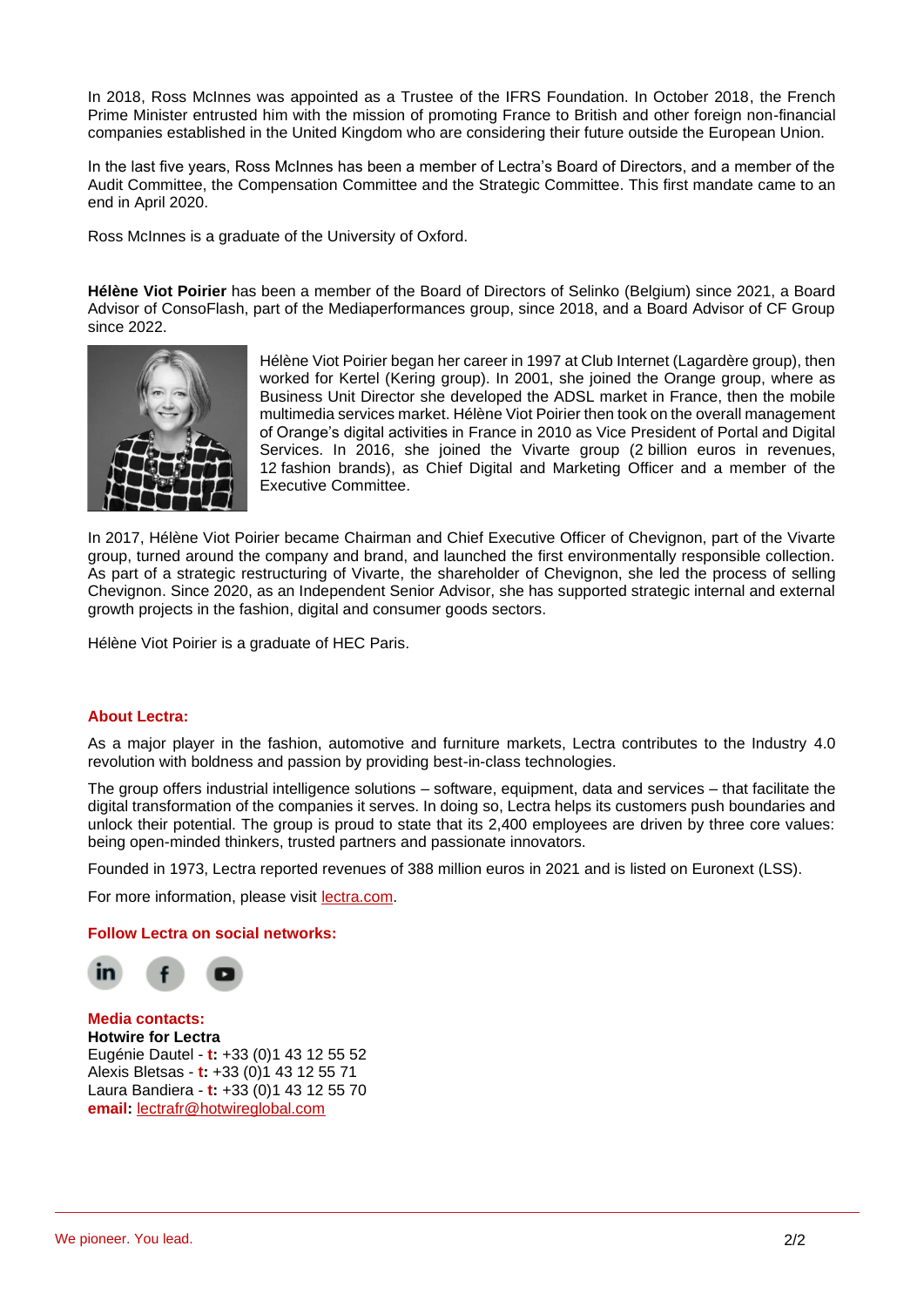In 2018, Ross McInnes was appointed as a Trustee of the IFRS Foundation. In October 2018, the French Prime Minister entrusted him with the mission of promoting France to British and other foreign non-financial companies established in the United Kingdom who are considering their future outside the European Union.

In the last five years, Ross McInnes has been a member of Lectra's Board of Directors, and a member of the Audit Committee, the Compensation Committee and the Strategic Committee. This first mandate came to an end in April 2020.

Ross McInnes is a graduate of the University of Oxford.

**Hélène Viot Poirier** has been a member of the Board of Directors of Selinko (Belgium) since 2021, a Board Advisor of ConsoFlash, part of the Mediaperformances group, since 2018, and a Board Advisor of CF Group since 2022.

Hélène Viot Poirier began her career in 1997 at Club Internet (Lagardère group), then worked for Kertel (Kering group). In 2001, she joined the Orange group, where as Business Unit Director she developed the ADSL market in France, then the mobile multimedia services market. Hélène Viot Poirier then took on the overall management of Orange's digital activities in France in 2010 as Vice President of Portal and Digital Services. In 2016, she joined the Vivarte group (2 billion euros in revenues, 12 fashion brands), as Chief Digital and Marketing Officer and a member of the Executive Committee.

In 2017, Hélène Viot Poirier became Chairman and Chief Executive Officer of Chevignon, part of the Vivarte group, turned around the company and brand, and launched the first environmentally responsible collection. As part of a strategic restructuring of Vivarte, the shareholder of Chevignon, she led the process of selling Chevignon. Since 2020, as an Independent Senior Advisor, she has supported strategic internal and external growth projects in the fashion, digital and consumer goods sectors.

Hélène Viot Poirier is a graduate of HEC Paris.

### About Lectra:

As a major player in the fashion, automotive and furniture markets, Lectra contributes to the Industry 4.0 revolution with boldness and passion by providing best-in-class technologies.

The group offers industrial intelligence solutions – software, equipment, data and services – that facilitate the digital transformation of the companies it serves. In doing so, Lectra helps its customers push boundaries and unlock their potential. The group is proud to state that its 2,400 employees are driven by three core values: being open-minded thinkers, trusted partners and passionate innovators.

Founded in 1973, Lectra reported revenues of 388 million euros in 2021 and is listed on Euronext (LSS).

For more information, please visit lectra.com.

### Follow Lectra on social networks:

### Media contacts:

**Hotwire for Lectra**
Eugénie Dautel - **t:** +33 (0)1 43 12 55 52
Alexis Bletsas - **t:** +33 (0)1 43 12 55 71
Laura Bandiera - **t:** +33 (0)1 43 12 55 70
**email:** lectrafr@hotwireglobal.com

We pioneer. You lead.